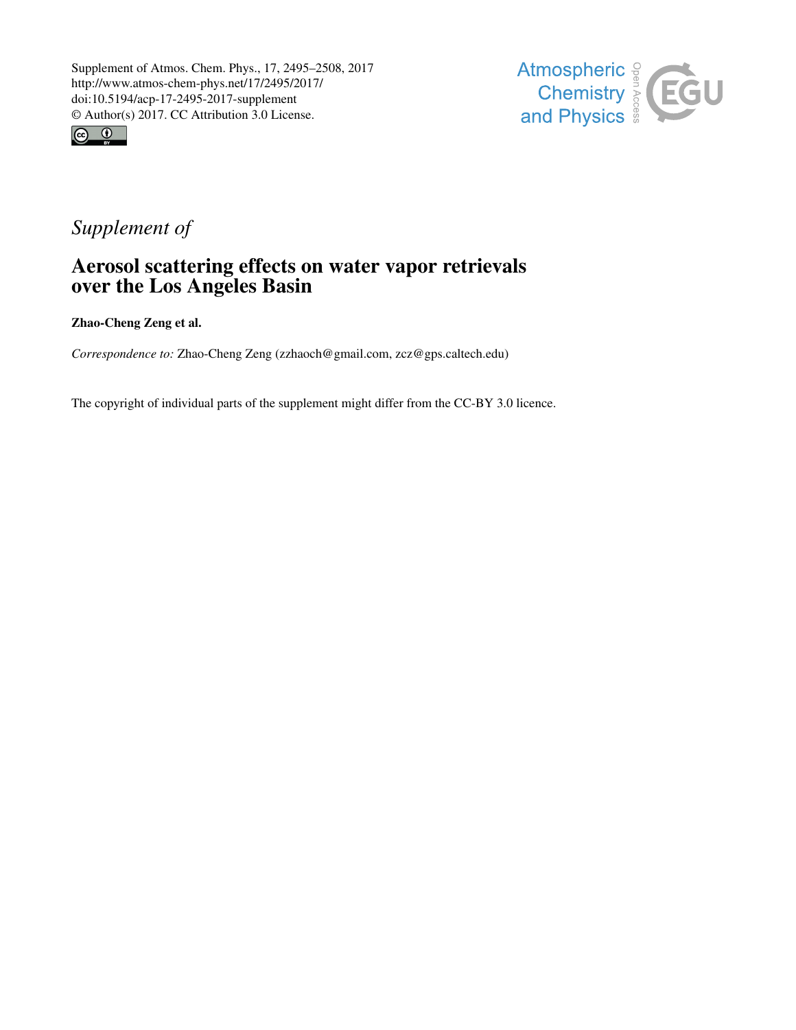Supplement of Atmos. Chem. Phys., 17, 2495–2508, 2017
http://www.atmos-chem-phys.net/17/2495/2017/
doi:10.5194/acp-17-2495-2017-supplement
© Author(s) 2017. CC Attribution 3.0 License.

*Supplement of*

# Aerosol scattering effects on water vapor retrievals over the Los Angeles Basin

**Zhao-Cheng Zeng et al.**

*Correspondence to:* Zhao-Cheng Zeng (zzhaoch@gmail.com, zcz@gps.caltech.edu)

The copyright of individual parts of the supplement might differ from the CC-BY 3.0 licence.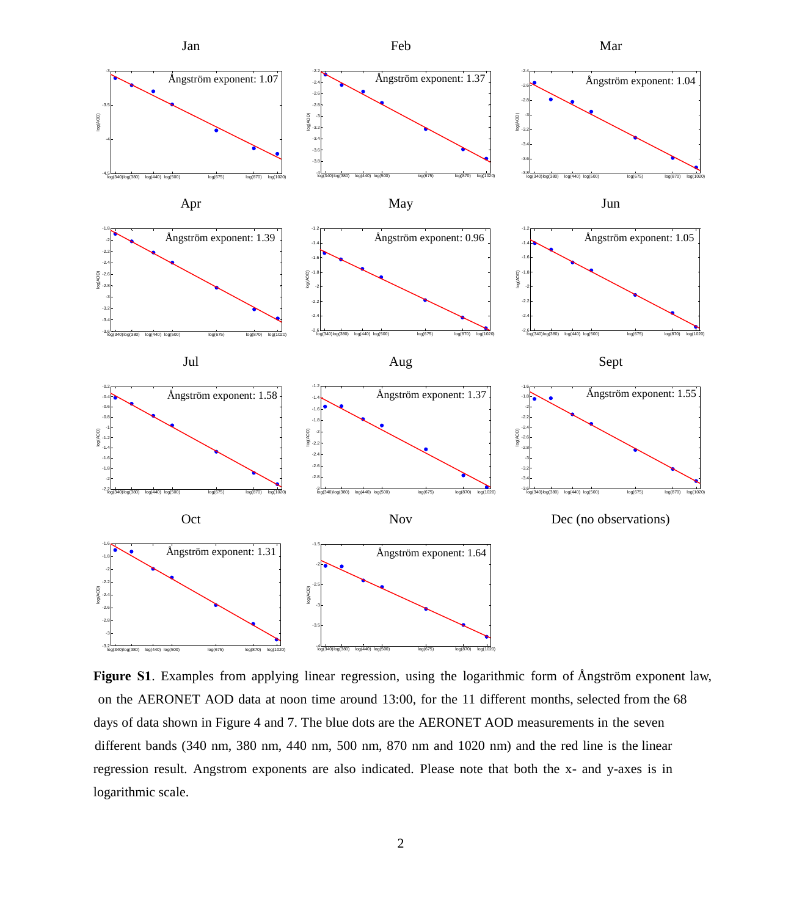**Figure S1**. Examples from applying linear regression, using the logarithmic form of Ångström exponent law, on the AERONET AOD data at noon time around 13:00, for the 11 different months, selected from the 68 days of data shown in Figure 4 and 7. The blue dots are the AERONET AOD measurements in the seven different bands (340 nm, 380 nm, 440 nm, 500 nm, 870 nm and 1020 nm) and the red line is the linear regression result. Angstrom exponents are also indicated. Please note that both the x- and y-axes is in logarithmic scale.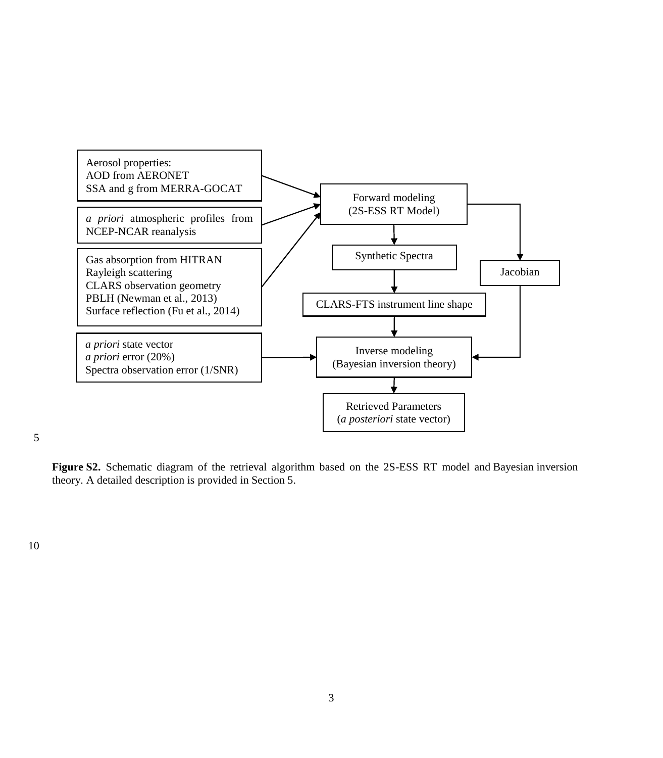Aerosol properties:
AOD from AERONET
SSA and g from MERRA-GOCAT

*a priori* atmospheric profiles from NCEP-NCAR reanalysis

Gas absorption from HITRAN
Rayleigh scattering
CLARS observation geometry
PBLH (Newman et al., 2013)
Surface reflection (Fu et al., 2014)

*a priori* state vector
*a priori* error (20%)
Spectra observation error (1/SNR)

Forward modeling
(2S-ESS RT Model)

Synthetic Spectra

Jacobian

CLARS-FTS instrument line shape

Inverse modeling
(Bayesian inversion theory)

Retrieved Parameters
(*a posteriori* state vector)

**Figure S2.** Schematic diagram of the retrieval algorithm based on the 2S-ESS RT model and Bayesian inversion theory. A detailed description is provided in Section 5.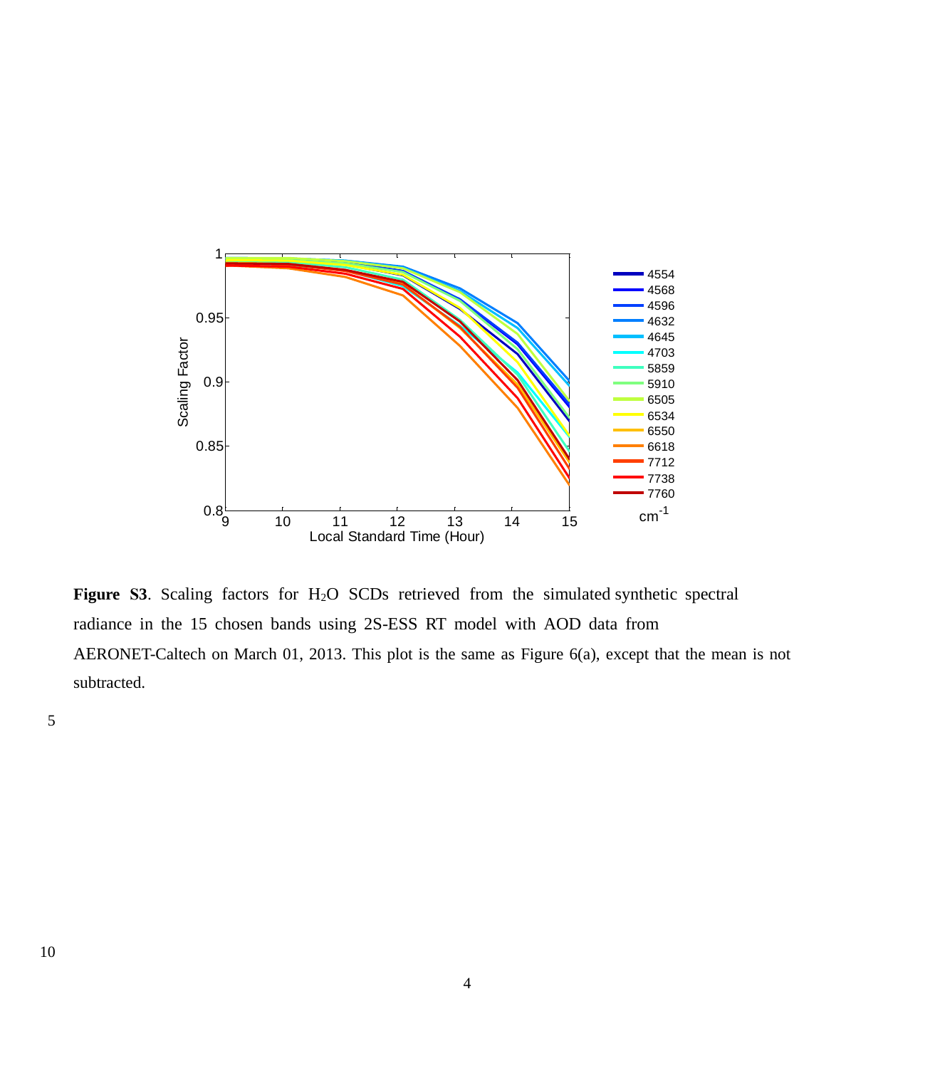**Figure S3**. Scaling factors for $H_2O$ SCDs retrieved from the simulated synthetic spectral radiance in the 15 chosen bands using 2S-ESS RT model with AOD data from AERONET-Caltech on March 01, 2013. This plot is the same as Figure 6(a), except that the mean is not subtracted.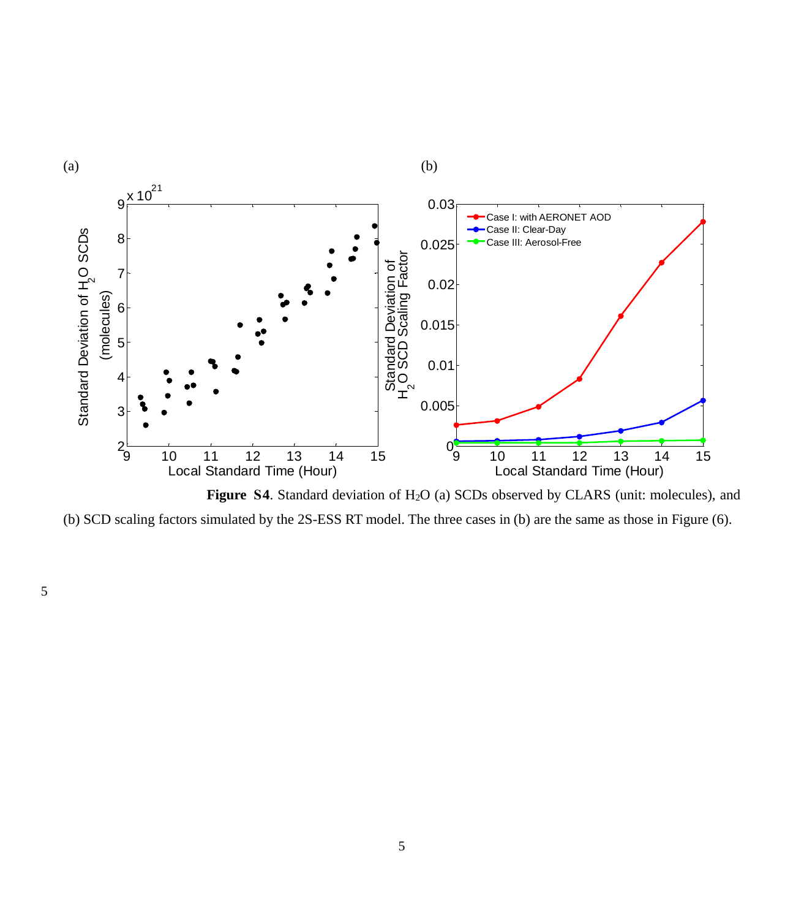(a)

x $10^{21}$

Standard Deviation of $H_2O$ SCDs (molecules)

9
8
7
6
5
4
3
2

9 10 11 12 13 14 15

Local Standard Time (Hour)

(b)

Standard Deviation of $H_2O$ SCD Scaling Factor

0.03
0.025
0.02
0.015
0.01
0.005
0

Case I: with AERONET AOD
Case II: Clear-Day
Case III: Aerosol-Free

9 10 11 12 13 14 15

Local Standard Time (Hour)

**Figure S4**. Standard deviation of $H_2O$ (a) SCDs observed by CLARS (unit: molecules), and (b) SCD scaling factors simulated by the 2S-ESS RT model. The three cases in (b) are the same as those in Figure (6).